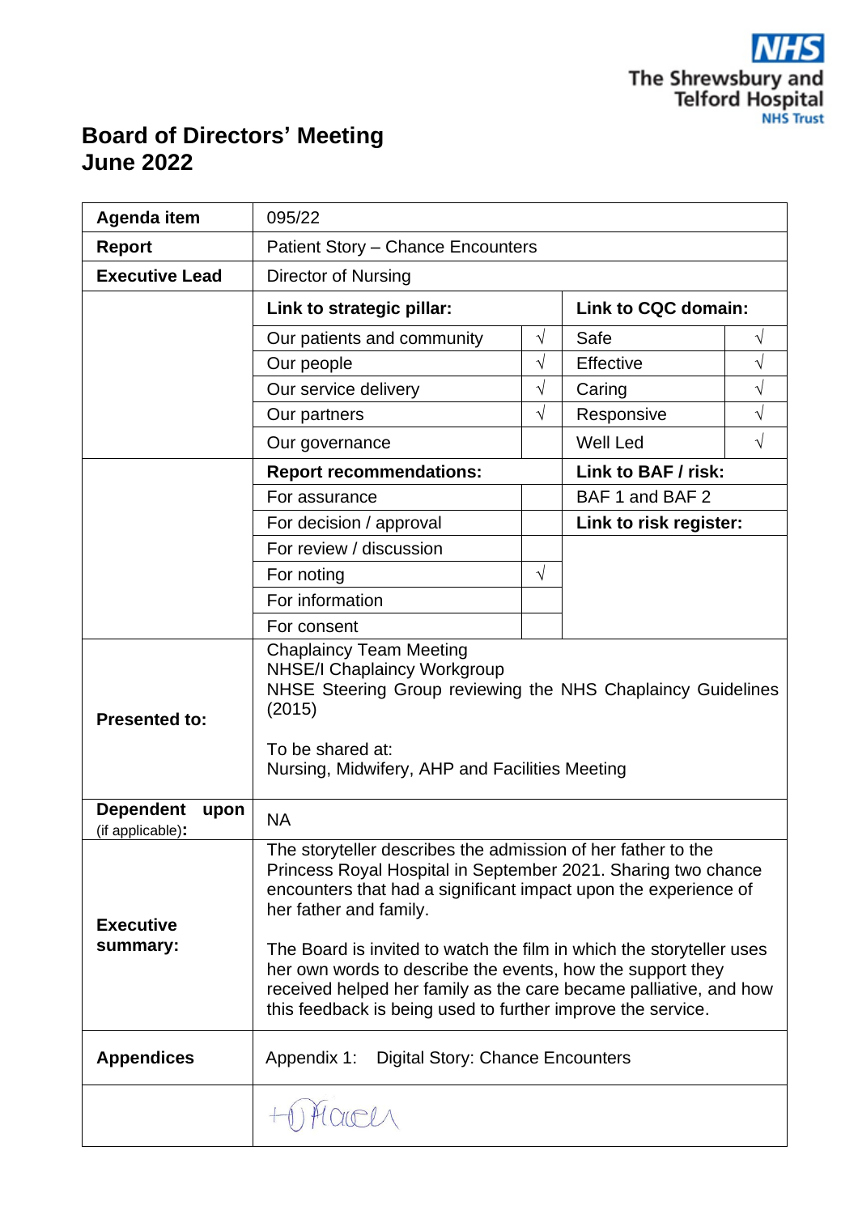# Board of Directors' Meeting
# June 2022

| | | | | |
|---|---|---|---|---|
| **Agenda item** | 095/22 | | | |
| **Report** | Patient Story – Chance Encounters | | | |
| **Executive Lead** | Director of Nursing | | | |
| | **Link to strategic pillar:** | | **Link to CQC domain:** | |
| | Our patients and community | √ | Safe | √ |
| | Our people | √ | Effective | √ |
| | Our service delivery | √ | Caring | √ |
| | Our partners | √ | Responsive | √ |
| | Our governance | | Well Led | √ |
| | **Report recommendations:** | | **Link to BAF / risk:** | |
| | For assurance | | BAF 1 and BAF 2 | |
| | For decision / approval | | **Link to risk register:** | |
| | For review / discussion | | | |
| | For noting | √ | | |
| | For information | | | |
| | For consent | | | |
| **Presented to:** | Chaplaincy Team Meeting<br>NHSE/I Chaplaincy Workgroup<br>NHSE Steering Group reviewing the NHS Chaplaincy Guidelines (2015)<br><br>To be shared at:<br>Nursing, Midwifery, AHP and Facilities Meeting | | | |
| **Dependent upon** (if applicable)**:** | NA | | | |
| **Executive summary:** | The storyteller describes the admission of her father to the Princess Royal Hospital in September 2021. Sharing two chance encounters that had a significant impact upon the experience of her father and family.<br><br>The Board is invited to watch the film in which the storyteller uses her own words to describe the events, how the support they received helped her family as the care became palliative, and how this feedback is being used to further improve the service. | | | |
| **Appendices** | Appendix 1: Digital Story: Chance Encounters | | | |
| | HO Flavell | | | |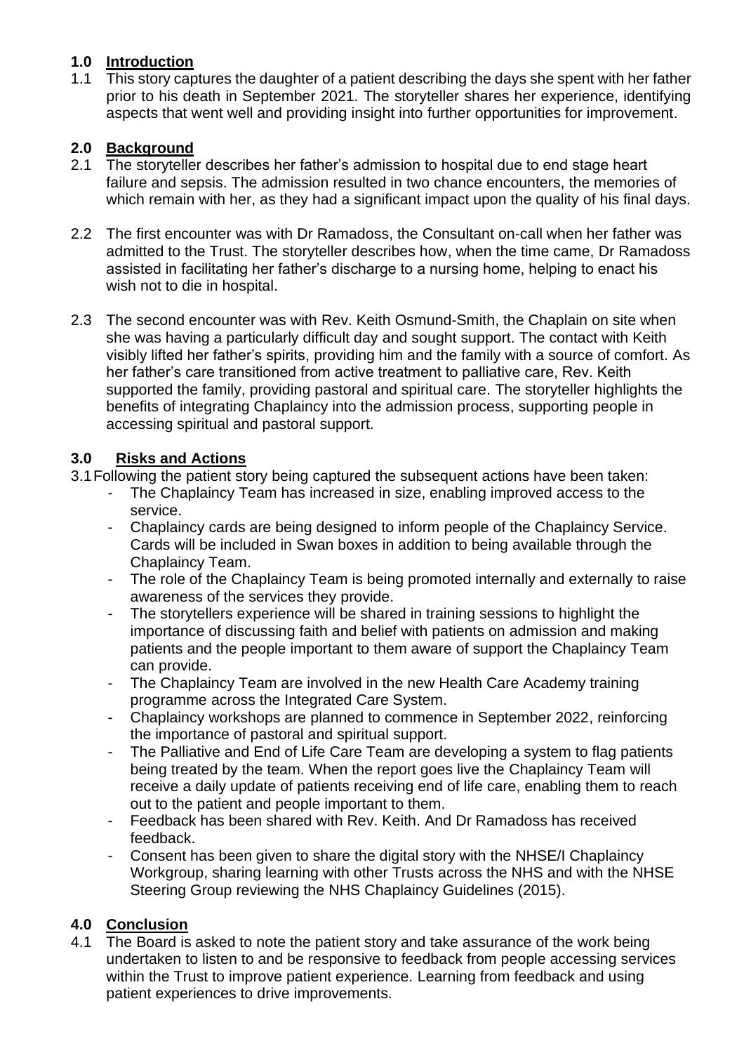## 1.0 Introduction

1.1 This story captures the daughter of a patient describing the days she spent with her father prior to his death in September 2021. The storyteller shares her experience, identifying aspects that went well and providing insight into further opportunities for improvement.

## 2.0 Background

2.1 The storyteller describes her father's admission to hospital due to end stage heart failure and sepsis. The admission resulted in two chance encounters, the memories of which remain with her, as they had a significant impact upon the quality of his final days.

2.2 The first encounter was with Dr Ramadoss, the Consultant on-call when her father was admitted to the Trust. The storyteller describes how, when the time came, Dr Ramadoss assisted in facilitating her father's discharge to a nursing home, helping to enact his wish not to die in hospital.

2.3 The second encounter was with Rev. Keith Osmund-Smith, the Chaplain on site when she was having a particularly difficult day and sought support. The contact with Keith visibly lifted her father's spirits, providing him and the family with a source of comfort. As her father's care transitioned from active treatment to palliative care, Rev. Keith supported the family, providing pastoral and spiritual care. The storyteller highlights the benefits of integrating Chaplaincy into the admission process, supporting people in accessing spiritual and pastoral support.

## 3.0 Risks and Actions

3.1 Following the patient story being captured the subsequent actions have been taken:

- The Chaplaincy Team has increased in size, enabling improved access to the service.
- Chaplaincy cards are being designed to inform people of the Chaplaincy Service. Cards will be included in Swan boxes in addition to being available through the Chaplaincy Team.
- The role of the Chaplaincy Team is being promoted internally and externally to raise awareness of the services they provide.
- The storytellers experience will be shared in training sessions to highlight the importance of discussing faith and belief with patients on admission and making patients and the people important to them aware of support the Chaplaincy Team can provide.
- The Chaplaincy Team are involved in the new Health Care Academy training programme across the Integrated Care System.
- Chaplaincy workshops are planned to commence in September 2022, reinforcing the importance of pastoral and spiritual support.
- The Palliative and End of Life Care Team are developing a system to flag patients being treated by the team. When the report goes live the Chaplaincy Team will receive a daily update of patients receiving end of life care, enabling them to reach out to the patient and people important to them.
- Feedback has been shared with Rev. Keith. And Dr Ramadoss has received feedback.
- Consent has been given to share the digital story with the NHSE/I Chaplaincy Workgroup, sharing learning with other Trusts across the NHS and with the NHSE Steering Group reviewing the NHS Chaplaincy Guidelines (2015).

## 4.0 Conclusion

4.1 The Board is asked to note the patient story and take assurance of the work being undertaken to listen to and be responsive to feedback from people accessing services within the Trust to improve patient experience. Learning from feedback and using patient experiences to drive improvements.